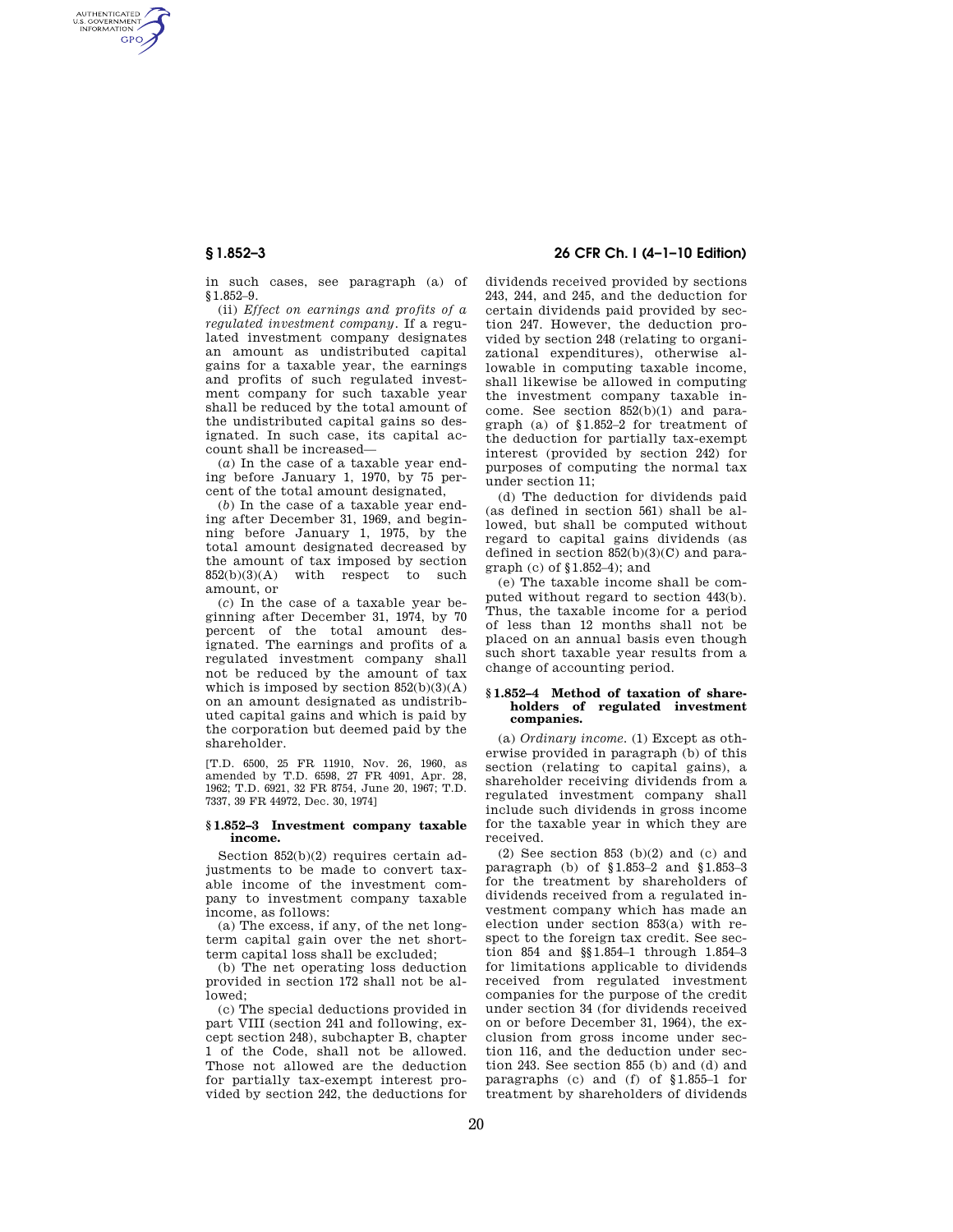in such cases, see paragraph (a) of §1.852–9.

(ii) *Effect on earnings and profits of a regulated investment company.* If a regulated investment company designates an amount as undistributed capital gains for a taxable year, the earnings and profits of such regulated investment company for such taxable year shall be reduced by the total amount of the undistributed capital gains so designated. In such case, its capital account shall be increased—

(*a*) In the case of a taxable year ending before January 1, 1970, by 75 percent of the total amount designated,

(*b*) In the case of a taxable year ending after December 31, 1969, and beginning before January 1, 1975, by the total amount designated decreased by the amount of tax imposed by section 852(b)(3)(A) with respect to such amount, or

(*c*) In the case of a taxable year beginning after December 31, 1974, by 70 percent of the total amount designated. The earnings and profits of a regulated investment company shall not be reduced by the amount of tax which is imposed by section 852(b)(3)(A) on an amount designated as undistributed capital gains and which is paid by the corporation but deemed paid by the shareholder.

[T.D. 6500, 25 FR 11910, Nov. 26, 1960, as amended by T.D. 6598, 27 FR 4091, Apr. 28, 1962; T.D. 6921, 32 FR 8754, June 20, 1967; T.D. 7337, 39 FR 44972, Dec. 30, 1974]

## §1.852–3 Investment company taxable income.

Section 852(b)(2) requires certain adjustments to be made to convert taxable income of the investment company to investment company taxable income, as follows:

(a) The excess, if any, of the net long-term capital gain over the net short-term capital loss shall be excluded;

(b) The net operating loss deduction provided in section 172 shall not be allowed;

(c) The special deductions provided in part VIII (section 241 and following, except section 248), subchapter B, chapter 1 of the Code, shall not be allowed. Those not allowed are the deduction for partially tax-exempt interest provided by section 242, the deductions for dividends received provided by sections 243, 244, and 245, and the deduction for certain dividends paid provided by section 247. However, the deduction provided by section 248 (relating to organizational expenditures), otherwise allowable in computing taxable income, shall likewise be allowed in computing the investment company taxable income. See section 852(b)(1) and paragraph (a) of §1.852–2 for treatment of the deduction for partially tax-exempt interest (provided by section 242) for purposes of computing the normal tax under section 11;

(d) The deduction for dividends paid (as defined in section 561) shall be allowed, but shall be computed without regard to capital gains dividends (as defined in section 852(b)(3)(C) and paragraph (c) of §1.852–4); and

(e) The taxable income shall be computed without regard to section 443(b). Thus, the taxable income for a period of less than 12 months shall not be placed on an annual basis even though such short taxable year results from a change of accounting period.

## §1.852–4 Method of taxation of shareholders of regulated investment companies.

(a) *Ordinary income.* (1) Except as otherwise provided in paragraph (b) of this section (relating to capital gains), a shareholder receiving dividends from a regulated investment company shall include such dividends in gross income for the taxable year in which they are received.

(2) See section 853 (b)(2) and (c) and paragraph (b) of §1.853–2 and §1.853–3 for the treatment by shareholders of dividends received from a regulated investment company which has made an election under section 853(a) with respect to the foreign tax credit. See section 854 and §§1.854–1 through 1.854–3 for limitations applicable to dividends received from regulated investment companies for the purpose of the credit under section 34 (for dividends received on or before December 31, 1964), the exclusion from gross income under section 116, and the deduction under section 243. See section 855 (b) and (d) and paragraphs (c) and (f) of §1.855–1 for treatment by shareholders of dividends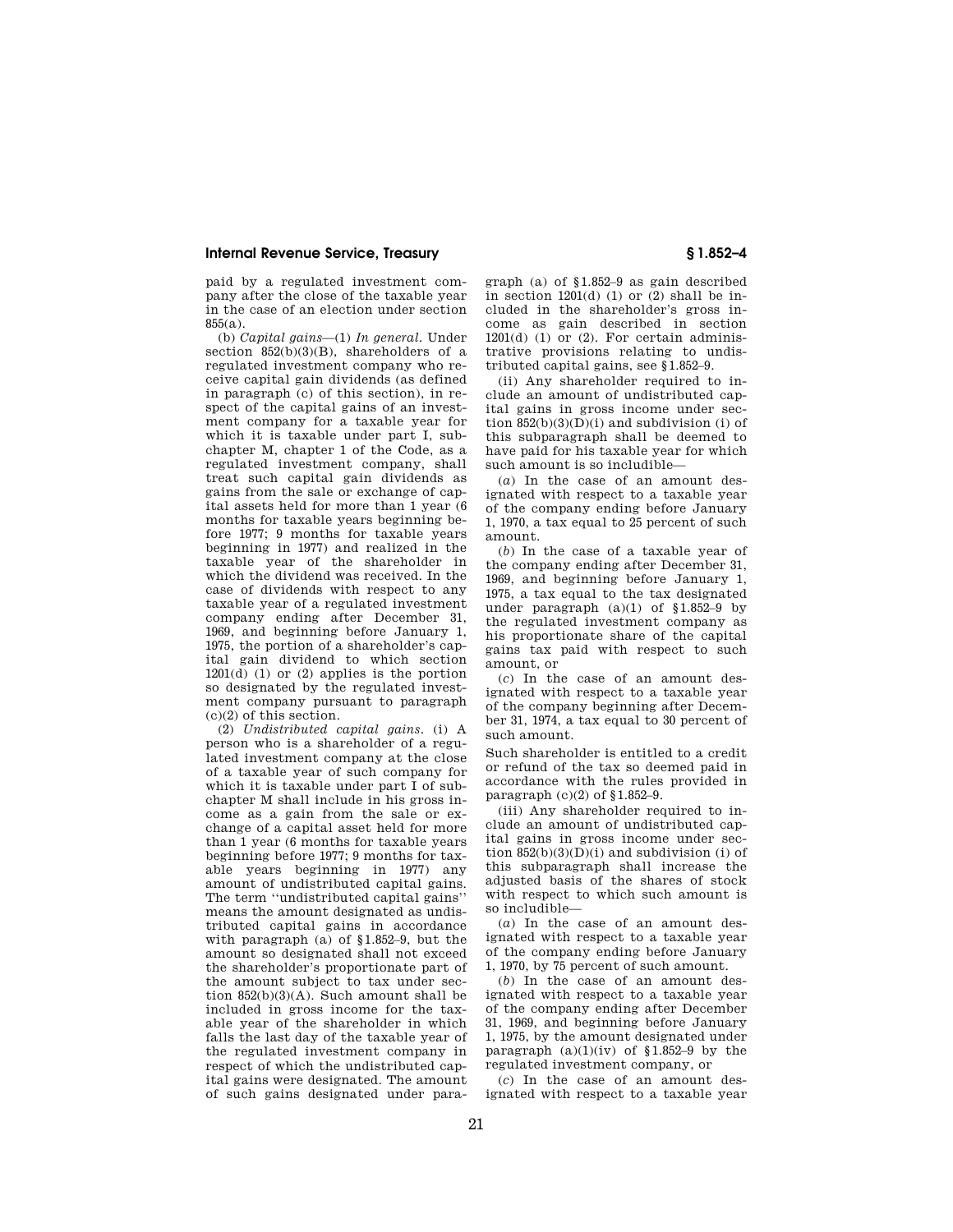paid by a regulated investment company after the close of the taxable year in the case of an election under section 855(a).

(b) *Capital gains*—(1) *In general.* Under section 852(b)(3)(B), shareholders of a regulated investment company who receive capital gain dividends (as defined in paragraph (c) of this section), in respect of the capital gains of an investment company for a taxable year for which it is taxable under part I, subchapter M, chapter 1 of the Code, as a regulated investment company, shall treat such capital gain dividends as gains from the sale or exchange of capital assets held for more than 1 year (6 months for taxable years beginning before 1977; 9 months for taxable years beginning in 1977) and realized in the taxable year of the shareholder in which the dividend was received. In the case of dividends with respect to any taxable year of a regulated investment company ending after December 31, 1969, and beginning before January 1, 1975, the portion of a shareholder's capital gain dividend to which section 1201(d) (1) or (2) applies is the portion so designated by the regulated investment company pursuant to paragraph (c)(2) of this section.

(2) *Undistributed capital gains.* (i) A person who is a shareholder of a regulated investment company at the close of a taxable year of such company for which it is taxable under part I of subchapter M shall include in his gross income as a gain from the sale or exchange of a capital asset held for more than 1 year (6 months for taxable years beginning before 1977; 9 months for taxable years beginning in 1977) any amount of undistributed capital gains. The term "undistributed capital gains" means the amount designated as undistributed capital gains in accordance with paragraph (a) of §1.852–9, but the amount so designated shall not exceed the shareholder's proportionate part of the amount subject to tax under section 852(b)(3)(A). Such amount shall be included in gross income for the taxable year of the shareholder in which falls the last day of the taxable year of the regulated investment company in respect of which the undistributed capital gains were designated. The amount of such gains designated under paragraph (a) of §1.852–9 as gain described in section 1201(d) (1) or (2) shall be included in the shareholder's gross income as gain described in section 1201(d) (1) or (2). For certain administrative provisions relating to undistributed capital gains, see §1.852–9.

(ii) Any shareholder required to include an amount of undistributed capital gains in gross income under section 852(b)(3)(D)(i) and subdivision (i) of this subparagraph shall be deemed to have paid for his taxable year for which such amount is so includible—

(*a*) In the case of an amount designated with respect to a taxable year of the company ending before January 1, 1970, a tax equal to 25 percent of such amount.

(*b*) In the case of a taxable year of the company ending after December 31, 1969, and beginning before January 1, 1975, a tax equal to the tax designated under paragraph (a)(1) of §1.852–9 by the regulated investment company as his proportionate share of the capital gains tax paid with respect to such amount, or

(*c*) In the case of an amount designated with respect to a taxable year of the company beginning after December 31, 1974, a tax equal to 30 percent of such amount.

Such shareholder is entitled to a credit or refund of the tax so deemed paid in accordance with the rules provided in paragraph (c)(2) of §1.852–9.

(iii) Any shareholder required to include an amount of undistributed capital gains in gross income under section 852(b)(3)(D)(i) and subdivision (i) of this subparagraph shall increase the adjusted basis of the shares of stock with respect to which such amount is so includible—

(*a*) In the case of an amount designated with respect to a taxable year of the company ending before January 1, 1970, by 75 percent of such amount.

(*b*) In the case of an amount designated with respect to a taxable year of the company ending after December 31, 1969, and beginning before January 1, 1975, by the amount designated under paragraph (a)(1)(iv) of §1.852–9 by the regulated investment company, or

(*c*) In the case of an amount designated with respect to a taxable year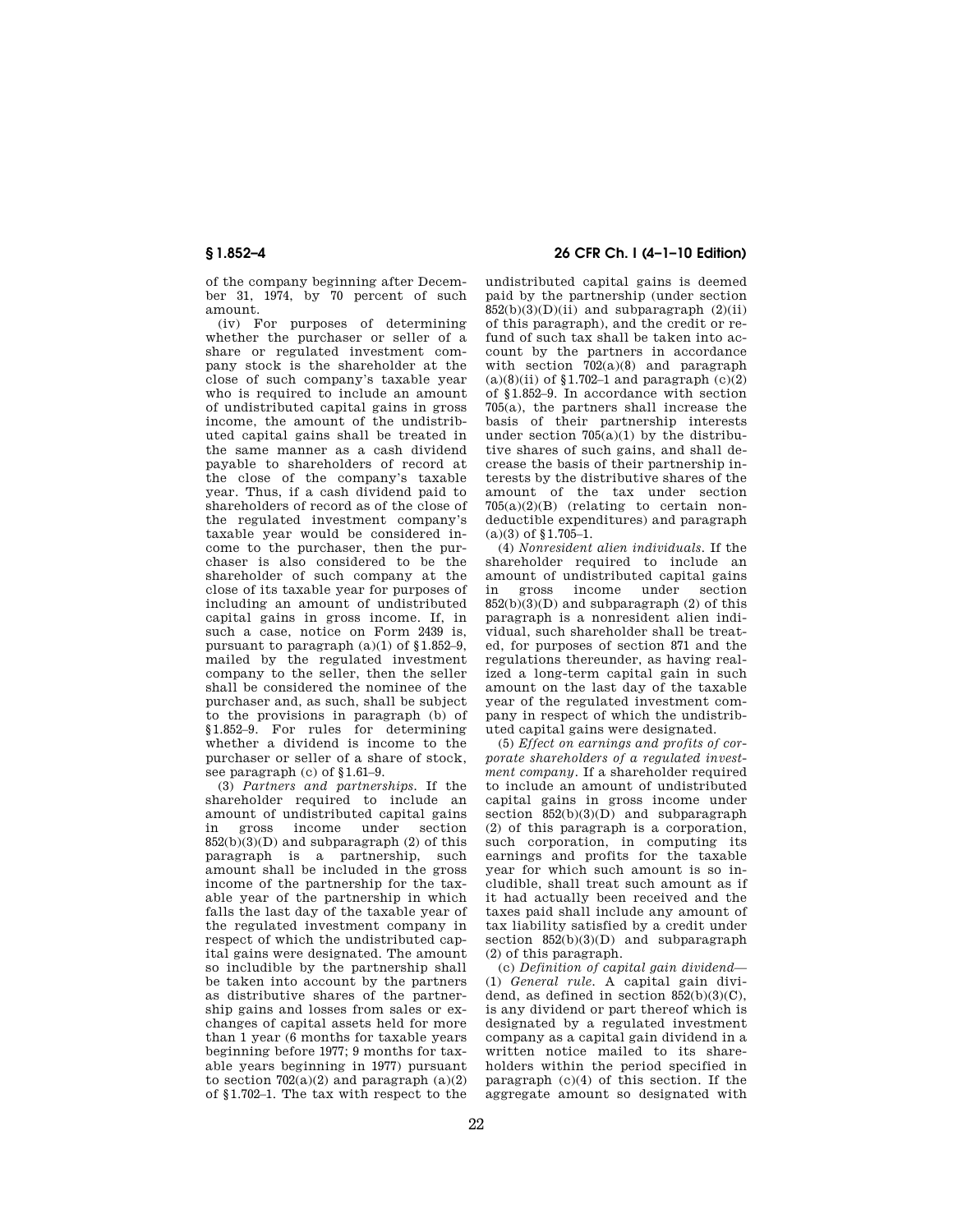of the company beginning after December 31, 1974, by 70 percent of such amount.

(iv) For purposes of determining whether the purchaser or seller of a share or regulated investment company stock is the shareholder at the close of such company's taxable year who is required to include an amount of undistributed capital gains in gross income, the amount of the undistributed capital gains shall be treated in the same manner as a cash dividend payable to shareholders of record at the close of the company's taxable year. Thus, if a cash dividend paid to shareholders of record as of the close of the regulated investment company's taxable year would be considered income to the purchaser, then the purchaser is also considered to be the shareholder of such company at the close of its taxable year for purposes of including an amount of undistributed capital gains in gross income. If, in such a case, notice on Form 2439 is, pursuant to paragraph (a)(1) of §1.852–9, mailed by the regulated investment company to the seller, then the seller shall be considered the nominee of the purchaser and, as such, shall be subject to the provisions in paragraph (b) of §1.852–9. For rules for determining whether a dividend is income to the purchaser or seller of a share of stock, see paragraph (c) of §1.61–9.

(3) *Partners and partnerships.* If the shareholder required to include an amount of undistributed capital gains in gross income under section 852(b)(3)(D) and subparagraph (2) of this paragraph is a partnership, such amount shall be included in the gross income of the partnership for the taxable year of the partnership in which falls the last day of the taxable year of the regulated investment company in respect of which the undistributed capital gains were designated. The amount so includible by the partnership shall be taken into account by the partners as distributive shares of the partnership gains and losses from sales or exchanges of capital assets held for more than 1 year (6 months for taxable years beginning before 1977; 9 months for taxable years beginning in 1977) pursuant to section 702(a)(2) and paragraph (a)(2) of §1.702–1. The tax with respect to the undistributed capital gains is deemed paid by the partnership (under section 852(b)(3)(D)(ii) and subparagraph (2)(ii) of this paragraph), and the credit or refund of such tax shall be taken into account by the partners in accordance with section 702(a)(8) and paragraph (a)(8)(ii) of §1.702–1 and paragraph (c)(2) of §1.852–9. In accordance with section 705(a), the partners shall increase the basis of their partnership interests under section 705(a)(1) by the distributive shares of such gains, and shall decrease the basis of their partnership interests by the distributive shares of the amount of the tax under section 705(a)(2)(B) (relating to certain nondeductible expenditures) and paragraph (a)(3) of §1.705–1.

(4) *Nonresident alien individuals.* If the shareholder required to include an amount of undistributed capital gains in gross income under section 852(b)(3)(D) and subparagraph (2) of this paragraph is a nonresident alien individual, such shareholder shall be treated, for purposes of section 871 and the regulations thereunder, as having realized a long-term capital gain in such amount on the last day of the taxable year of the regulated investment company in respect of which the undistributed capital gains were designated.

(5) *Effect on earnings and profits of corporate shareholders of a regulated investment company.* If a shareholder required to include an amount of undistributed capital gains in gross income under section 852(b)(3)(D) and subparagraph (2) of this paragraph is a corporation, such corporation, in computing its earnings and profits for the taxable year for which such amount is so includible, shall treat such amount as if it had actually been received and the taxes paid shall include any amount of tax liability satisfied by a credit under section 852(b)(3)(D) and subparagraph (2) of this paragraph.

(c) *Definition of capital gain dividend*—(1) *General rule.* A capital gain dividend, as defined in section 852(b)(3)(C), is any dividend or part thereof which is designated by a regulated investment company as a capital gain dividend in a written notice mailed to its shareholders within the period specified in paragraph (c)(4) of this section. If the aggregate amount so designated with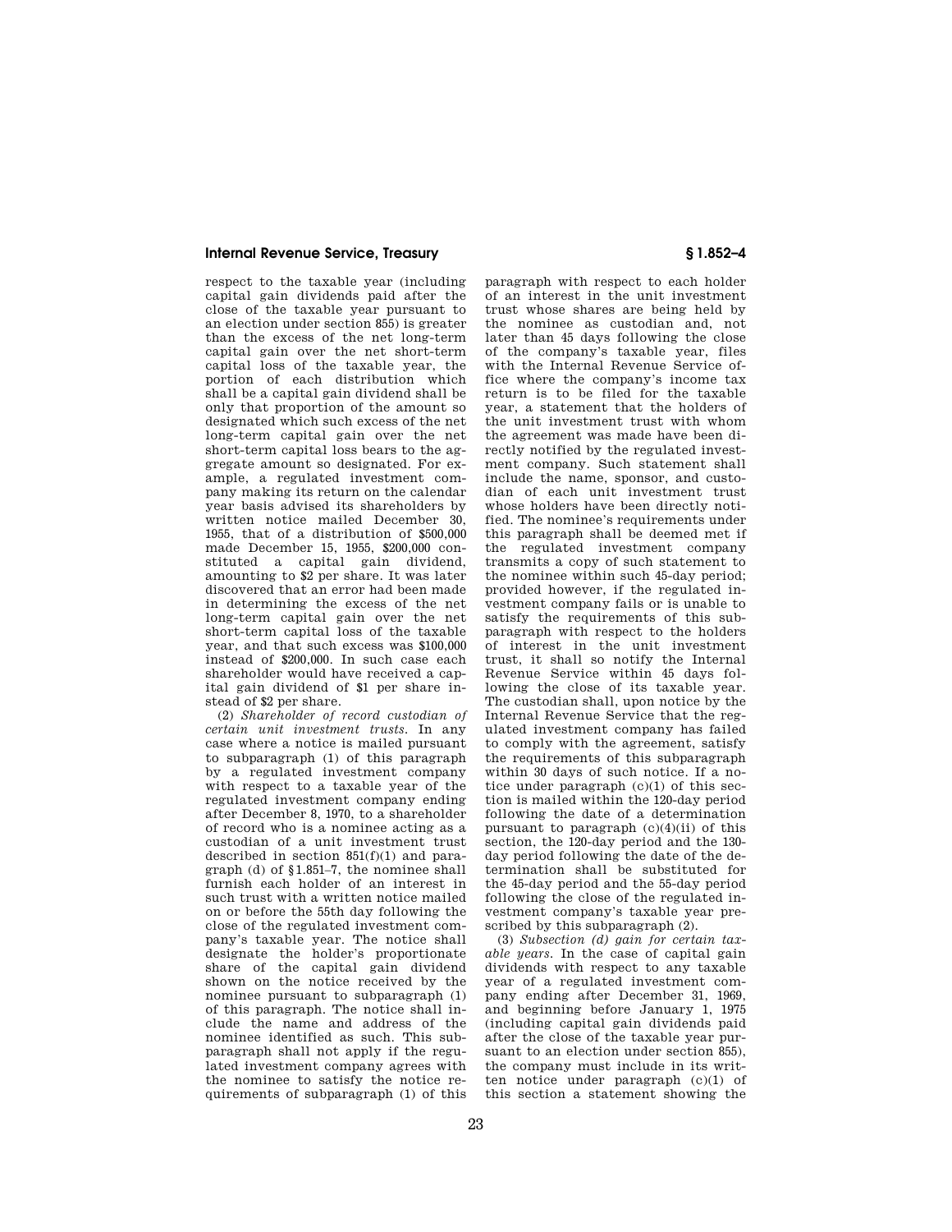respect to the taxable year (including capital gain dividends paid after the close of the taxable year pursuant to an election under section 855) is greater than the excess of the net long-term capital gain over the net short-term capital loss of the taxable year, the portion of each distribution which shall be a capital gain dividend shall be only that proportion of the amount so designated which such excess of the net long-term capital gain over the net short-term capital loss bears to the aggregate amount so designated. For example, a regulated investment company making its return on the calendar year basis advised its shareholders by written notice mailed December 30, 1955, that of a distribution of $500,000 made December 15, 1955, $200,000 constituted a capital gain dividend, amounting to $2 per share. It was later discovered that an error had been made in determining the excess of the net long-term capital gain over the net short-term capital loss of the taxable year, and that such excess was $100,000 instead of $200,000. In such case each shareholder would have received a capital gain dividend of $1 per share instead of $2 per share.

(2) *Shareholder of record custodian of certain unit investment trusts.* In any case where a notice is mailed pursuant to subparagraph (1) of this paragraph by a regulated investment company with respect to a taxable year of the regulated investment company ending after December 8, 1970, to a shareholder of record who is a nominee acting as a custodian of a unit investment trust described in section 851(f)(1) and paragraph (d) of §1.851–7, the nominee shall furnish each holder of an interest in such trust with a written notice mailed on or before the 55th day following the close of the regulated investment company's taxable year. The notice shall designate the holder's proportionate share of the capital gain dividend shown on the notice received by the nominee pursuant to subparagraph (1) of this paragraph. The notice shall include the name and address of the nominee identified as such. This subparagraph shall not apply if the regulated investment company agrees with the nominee to satisfy the notice requirements of subparagraph (1) of this paragraph with respect to each holder of an interest in the unit investment trust whose shares are being held by the nominee as custodian and, not later than 45 days following the close of the company's taxable year, files with the Internal Revenue Service office where the company's income tax return is to be filed for the taxable year, a statement that the holders of the unit investment trust with whom the agreement was made have been directly notified by the regulated investment company. Such statement shall include the name, sponsor, and custodian of each unit investment trust whose holders have been directly notified. The nominee's requirements under this paragraph shall be deemed met if the regulated investment company transmits a copy of such statement to the nominee within such 45-day period; provided however, if the regulated investment company fails or is unable to satisfy the requirements of this subparagraph with respect to the holders of interest in the unit investment trust, it shall so notify the Internal Revenue Service within 45 days following the close of its taxable year. The custodian shall, upon notice by the Internal Revenue Service that the regulated investment company has failed to comply with the agreement, satisfy the requirements of this subparagraph within 30 days of such notice. If a notice under paragraph (c)(1) of this section is mailed within the 120-day period following the date of a determination pursuant to paragraph (c)(4)(ii) of this section, the 120-day period and the 130-day period following the date of the determination shall be substituted for the 45-day period and the 55-day period following the close of the regulated investment company's taxable year prescribed by this subparagraph (2).

(3) *Subsection (d) gain for certain taxable years.* In the case of capital gain dividends with respect to any taxable year of a regulated investment company ending after December 31, 1969, and beginning before January 1, 1975 (including capital gain dividends paid after the close of the taxable year pursuant to an election under section 855), the company must include in its written notice under paragraph (c)(1) of this section a statement showing the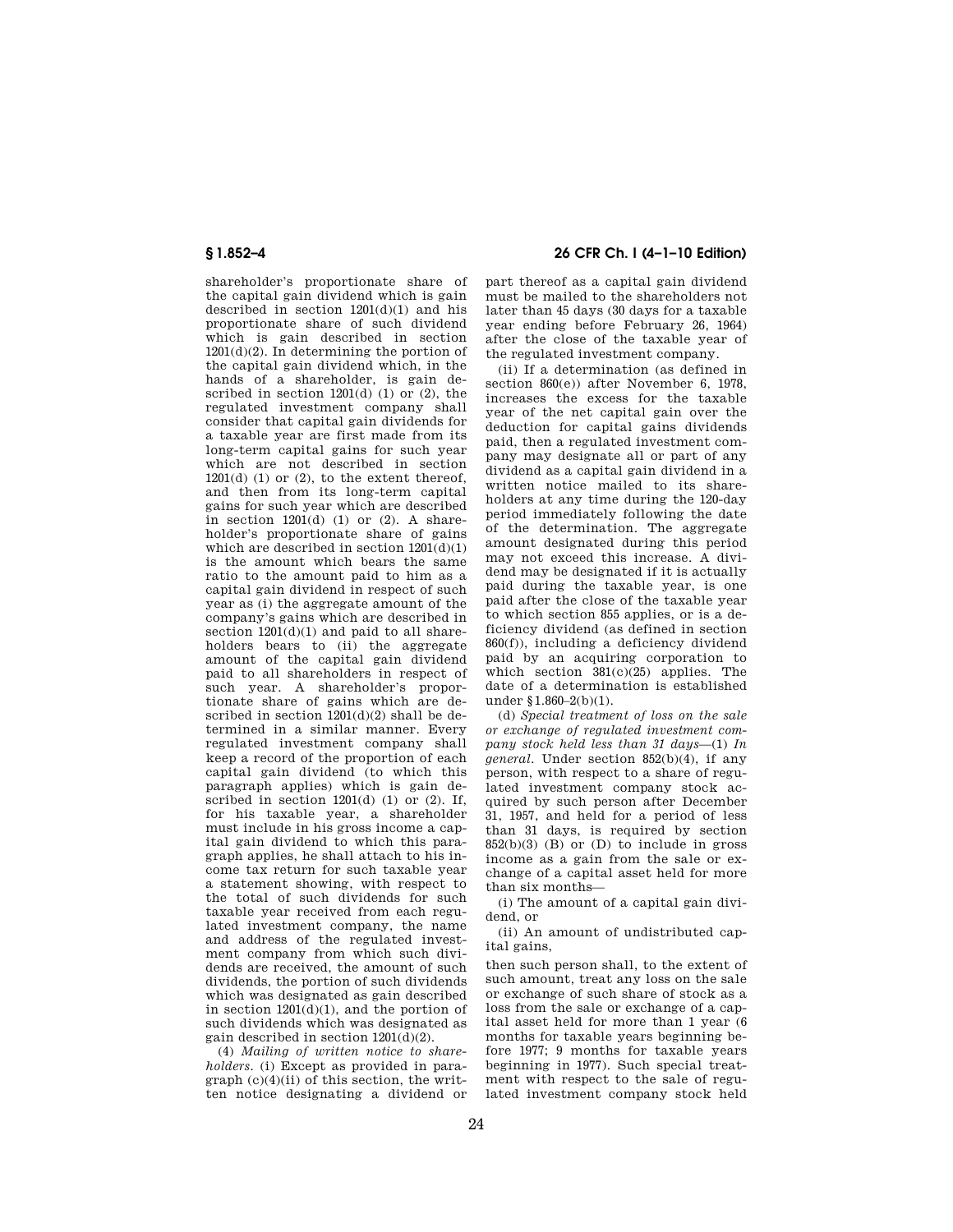shareholder's proportionate share of the capital gain dividend which is gain described in section 1201(d)(1) and his proportionate share of such dividend which is gain described in section 1201(d)(2). In determining the portion of the capital gain dividend which, in the hands of a shareholder, is gain described in section 1201(d) (1) or (2), the regulated investment company shall consider that capital gain dividends for a taxable year are first made from its long-term capital gains for such year which are not described in section 1201(d) (1) or (2), to the extent thereof, and then from its long-term capital gains for such year which are described in section 1201(d) (1) or (2). A shareholder's proportionate share of gains which are described in section 1201(d)(1) is the amount which bears the same ratio to the amount paid to him as a capital gain dividend in respect of such year as (i) the aggregate amount of the company's gains which are described in section 1201(d)(1) and paid to all shareholders bears to (ii) the aggregate amount of the capital gain dividend paid to all shareholders in respect of such year. A shareholder's proportionate share of gains which are described in section 1201(d)(2) shall be determined in a similar manner. Every regulated investment company shall keep a record of the proportion of each capital gain dividend (to which this paragraph applies) which is gain described in section 1201(d) (1) or (2). If, for his taxable year, a shareholder must include in his gross income a capital gain dividend to which this paragraph applies, he shall attach to his income tax return for such taxable year a statement showing, with respect to the total of such dividends for such taxable year received from each regulated investment company, the name and address of the regulated investment company from which such dividends are received, the amount of such dividends, the portion of such dividends which was designated as gain described in section 1201(d)(1), and the portion of such dividends which was designated as gain described in section 1201(d)(2).

(4) *Mailing of written notice to shareholders.* (i) Except as provided in paragraph (c)(4)(ii) of this section, the written notice designating a dividend or part thereof as a capital gain dividend must be mailed to the shareholders not later than 45 days (30 days for a taxable year ending before February 26, 1964) after the close of the taxable year of the regulated investment company.

(ii) If a determination (as defined in section 860(e)) after November 6, 1978, increases the excess for the taxable year of the net capital gain over the deduction for capital gains dividends paid, then a regulated investment company may designate all or part of any dividend as a capital gain dividend in a written notice mailed to its shareholders at any time during the 120-day period immediately following the date of the determination. The aggregate amount designated during this period may not exceed this increase. A dividend may be designated if it is actually paid during the taxable year, is one paid after the close of the taxable year to which section 855 applies, or is a deficiency dividend (as defined in section 860(f)), including a deficiency dividend paid by an acquiring corporation to which section 381(c)(25) applies. The date of a determination is established under §1.860–2(b)(1).

(d) *Special treatment of loss on the sale or exchange of regulated investment company stock held less than 31 days*—(1) *In general.* Under section 852(b)(4), if any person, with respect to a share of regulated investment company stock acquired by such person after December 31, 1957, and held for a period of less than 31 days, is required by section 852(b)(3) (B) or (D) to include in gross income as a gain from the sale or exchange of a capital asset held for more than six months—

(i) The amount of a capital gain dividend, or

(ii) An amount of undistributed capital gains,

then such person shall, to the extent of such amount, treat any loss on the sale or exchange of such share of stock as a loss from the sale or exchange of a capital asset held for more than 1 year (6 months for taxable years beginning before 1977; 9 months for taxable years beginning in 1977). Such special treatment with respect to the sale of regulated investment company stock held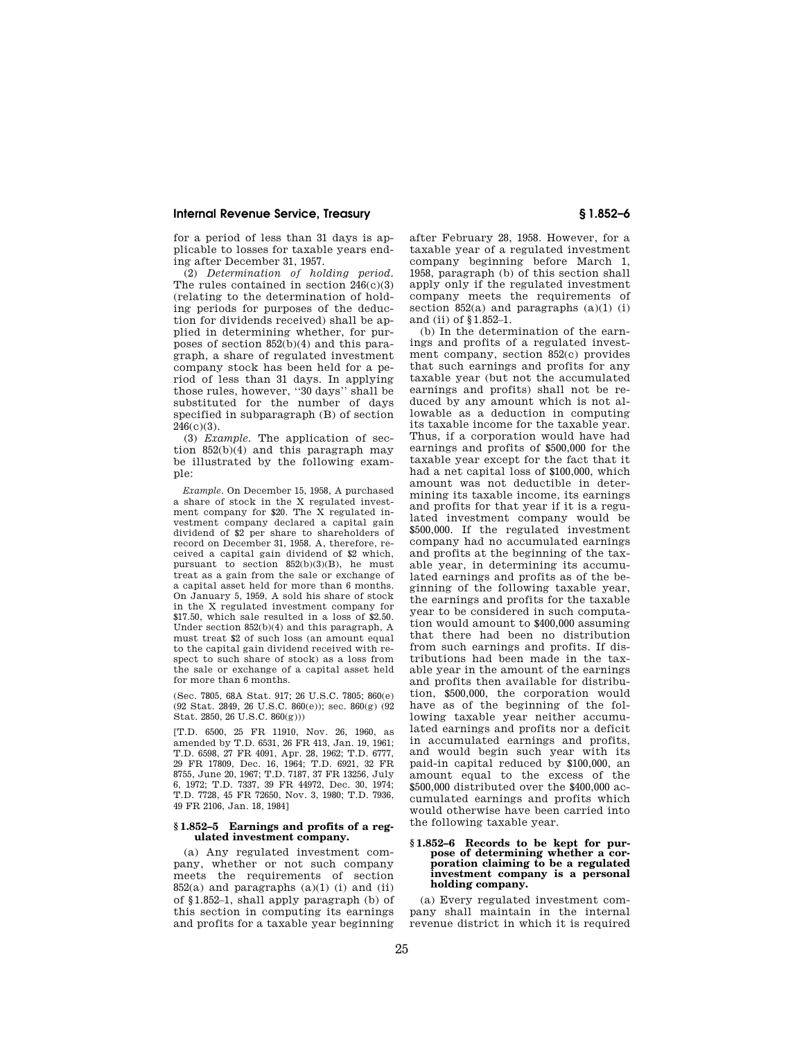for a period of less than 31 days is applicable to losses for taxable years ending after December 31, 1957.

(2) *Determination of holding period.* The rules contained in section 246(c)(3) (relating to the determination of holding periods for purposes of the deduction for dividends received) shall be applied in determining whether, for purposes of section 852(b)(4) and this paragraph, a share of regulated investment company stock has been held for a period of less than 31 days. In applying those rules, however, ''30 days'' shall be substituted for the number of days specified in subparagraph (B) of section 246(c)(3).

(3) *Example.* The application of section 852(b)(4) and this paragraph may be illustrated by the following example:

*Example.* On December 15, 1958, A purchased a share of stock in the X regulated investment company for $20. The X regulated investment company declared a capital gain dividend of $2 per share to shareholders of record on December 31, 1958. A, therefore, received a capital gain dividend of $2 which, pursuant to section 852(b)(3)(B), he must treat as a gain from the sale or exchange of a capital asset held for more than 6 months. On January 5, 1959, A sold his share of stock in the X regulated investment company for $17.50, which sale resulted in a loss of $2.50. Under section 852(b)(4) and this paragraph, A must treat $2 of such loss (an amount equal to the capital gain dividend received with respect to such share of stock) as a loss from the sale or exchange of a capital asset held for more than 6 months.

(Sec. 7805, 68A Stat. 917; 26 U.S.C. 7805; 860(e) (92 Stat. 2849, 26 U.S.C. 860(e)); sec. 860(g) (92 Stat. 2850, 26 U.S.C. 860(g)))

[T.D. 6500, 25 FR 11910, Nov. 26, 1960, as amended by T.D. 6531, 26 FR 413, Jan. 19, 1961; T.D. 6598, 27 FR 4091, Apr. 28, 1962; T.D. 6777, 29 FR 17809, Dec. 16, 1964; T.D. 6921, 32 FR 8755, June 20, 1967; T.D. 7187, 37 FR 13256, July 6, 1972; T.D. 7337, 39 FR 44972, Dec. 30, 1974; T.D. 7728, 45 FR 72650, Nov. 3, 1980; T.D. 7936, 49 FR 2106, Jan. 18, 1984]

### § 1.852–5 Earnings and profits of a regulated investment company.

(a) Any regulated investment company, whether or not such company meets the requirements of section 852(a) and paragraphs (a)(1) (i) and (ii) of § 1.852–1, shall apply paragraph (b) of this section in computing its earnings and profits for a taxable year beginning after February 28, 1958. However, for a taxable year of a regulated investment company beginning before March 1, 1958, paragraph (b) of this section shall apply only if the regulated investment company meets the requirements of section 852(a) and paragraphs (a)(1) (i) and (ii) of § 1.852–1.

(b) In the determination of the earnings and profits of a regulated investment company, section 852(c) provides that such earnings and profits for any taxable year (but not the accumulated earnings and profits) shall not be reduced by any amount which is not allowable as a deduction in computing its taxable income for the taxable year. Thus, if a corporation would have had earnings and profits of $500,000 for the taxable year except for the fact that it had a net capital loss of $100,000, which amount was not deductible in determining its taxable income, its earnings and profits for that year if it is a regulated investment company would be $500,000. If the regulated investment company had no accumulated earnings and profits at the beginning of the taxable year, in determining its accumulated earnings and profits as of the beginning of the following taxable year, the earnings and profits for the taxable year to be considered in such computation would amount to $400,000 assuming that there had been no distribution from such earnings and profits. If distributions had been made in the taxable year in the amount of the earnings and profits then available for distribution, $500,000, the corporation would have as of the beginning of the following taxable year neither accumulated earnings and profits nor a deficit in accumulated earnings and profits, and would begin such year with its paid-in capital reduced by $100,000, an amount equal to the excess of the $500,000 distributed over the $400,000 accumulated earnings and profits which would otherwise have been carried into the following taxable year.

### § 1.852–6 Records to be kept for purpose of determining whether a corporation claiming to be a regulated investment company is a personal holding company.

(a) Every regulated investment company shall maintain in the internal revenue district in which it is required